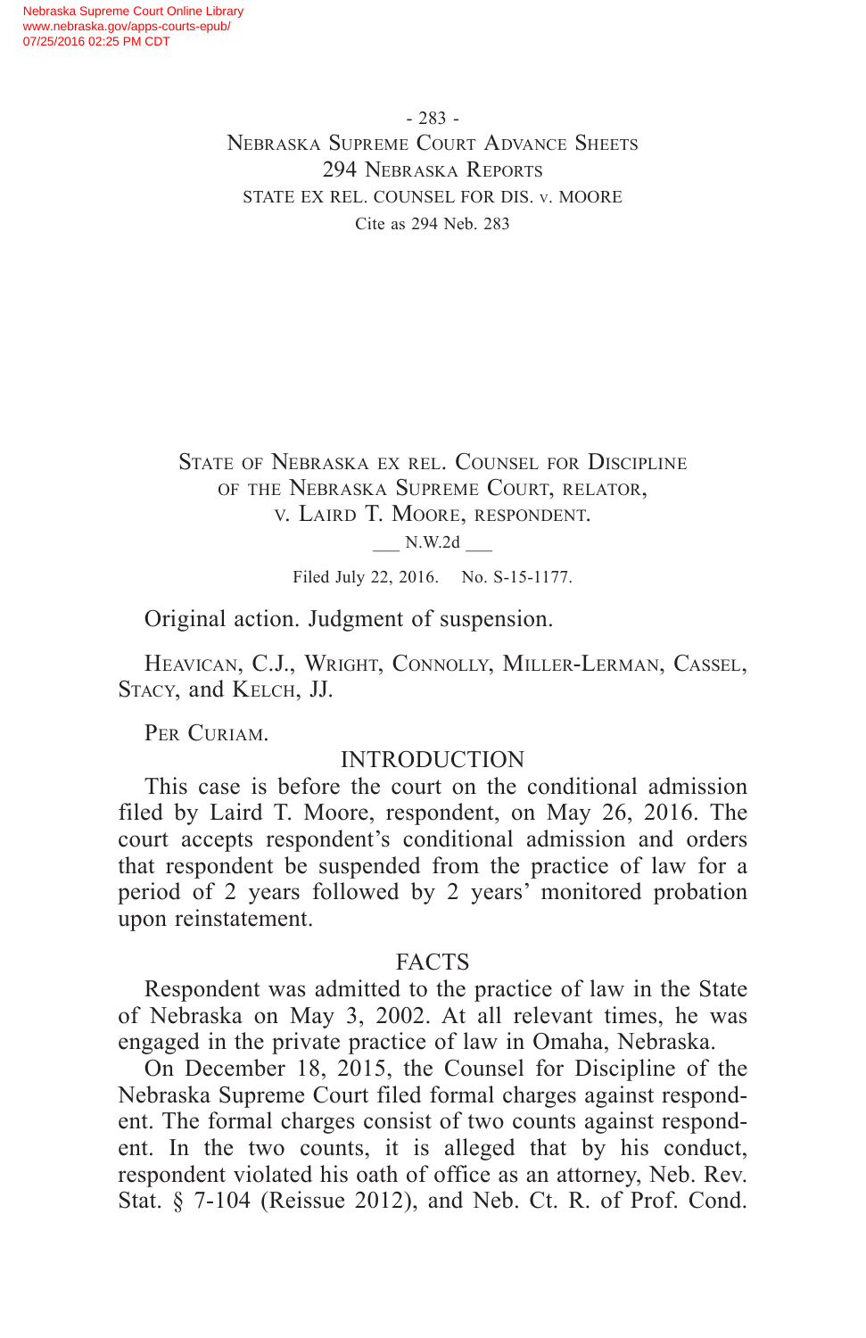State of Nebraska ex rel. Counsel for Discipline of the Nebraska Supreme Court, relator, v. Laird T. Moore, respondent.

___ N.W.2d ___

Filed July 22, 2016. No. S-15-1177.

Original action. Judgment of suspension.

Heavican, C.J., Wright, Connolly, Miller-Lerman, Cassel, Stacy, and Kelch, JJ.

Per Curiam.

## INTRODUCTION

This case is before the court on the conditional admission filed by Laird T. Moore, respondent, on May 26, 2016. The court accepts respondent's conditional admission and orders that respondent be suspended from the practice of law for a period of 2 years followed by 2 years' monitored probation upon reinstatement.

## FACTS

Respondent was admitted to the practice of law in the State of Nebraska on May 3, 2002. At all relevant times, he was engaged in the private practice of law in Omaha, Nebraska.

On December 18, 2015, the Counsel for Discipline of the Nebraska Supreme Court filed formal charges against respondent. The formal charges consist of two counts against respondent. In the two counts, it is alleged that by his conduct, respondent violated his oath of office as an attorney, Neb. Rev. Stat. § 7-104 (Reissue 2012), and Neb. Ct. R. of Prof. Cond.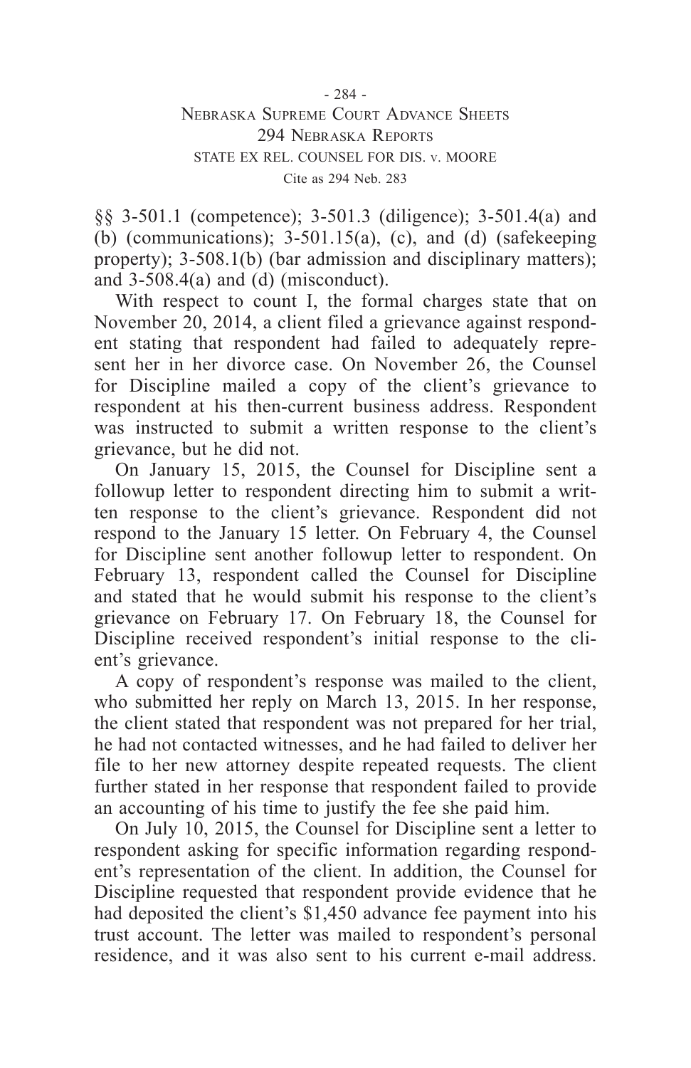§§ 3-501.1 (competence); 3-501.3 (diligence); 3-501.4(a) and (b) (communications); 3-501.15(a), (c), and (d) (safekeeping property); 3-508.1(b) (bar admission and disciplinary matters); and 3-508.4(a) and (d) (misconduct).

With respect to count I, the formal charges state that on November 20, 2014, a client filed a grievance against respondent stating that respondent had failed to adequately represent her in her divorce case. On November 26, the Counsel for Discipline mailed a copy of the client's grievance to respondent at his then-current business address. Respondent was instructed to submit a written response to the client's grievance, but he did not.

On January 15, 2015, the Counsel for Discipline sent a followup letter to respondent directing him to submit a written response to the client's grievance. Respondent did not respond to the January 15 letter. On February 4, the Counsel for Discipline sent another followup letter to respondent. On February 13, respondent called the Counsel for Discipline and stated that he would submit his response to the client's grievance on February 17. On February 18, the Counsel for Discipline received respondent's initial response to the client's grievance.

A copy of respondent's response was mailed to the client, who submitted her reply on March 13, 2015. In her response, the client stated that respondent was not prepared for her trial, he had not contacted witnesses, and he had failed to deliver her file to her new attorney despite repeated requests. The client further stated in her response that respondent failed to provide an accounting of his time to justify the fee she paid him.

On July 10, 2015, the Counsel for Discipline sent a letter to respondent asking for specific information regarding respondent's representation of the client. In addition, the Counsel for Discipline requested that respondent provide evidence that he had deposited the client's $1,450 advance fee payment into his trust account. The letter was mailed to respondent's personal residence, and it was also sent to his current e-mail address.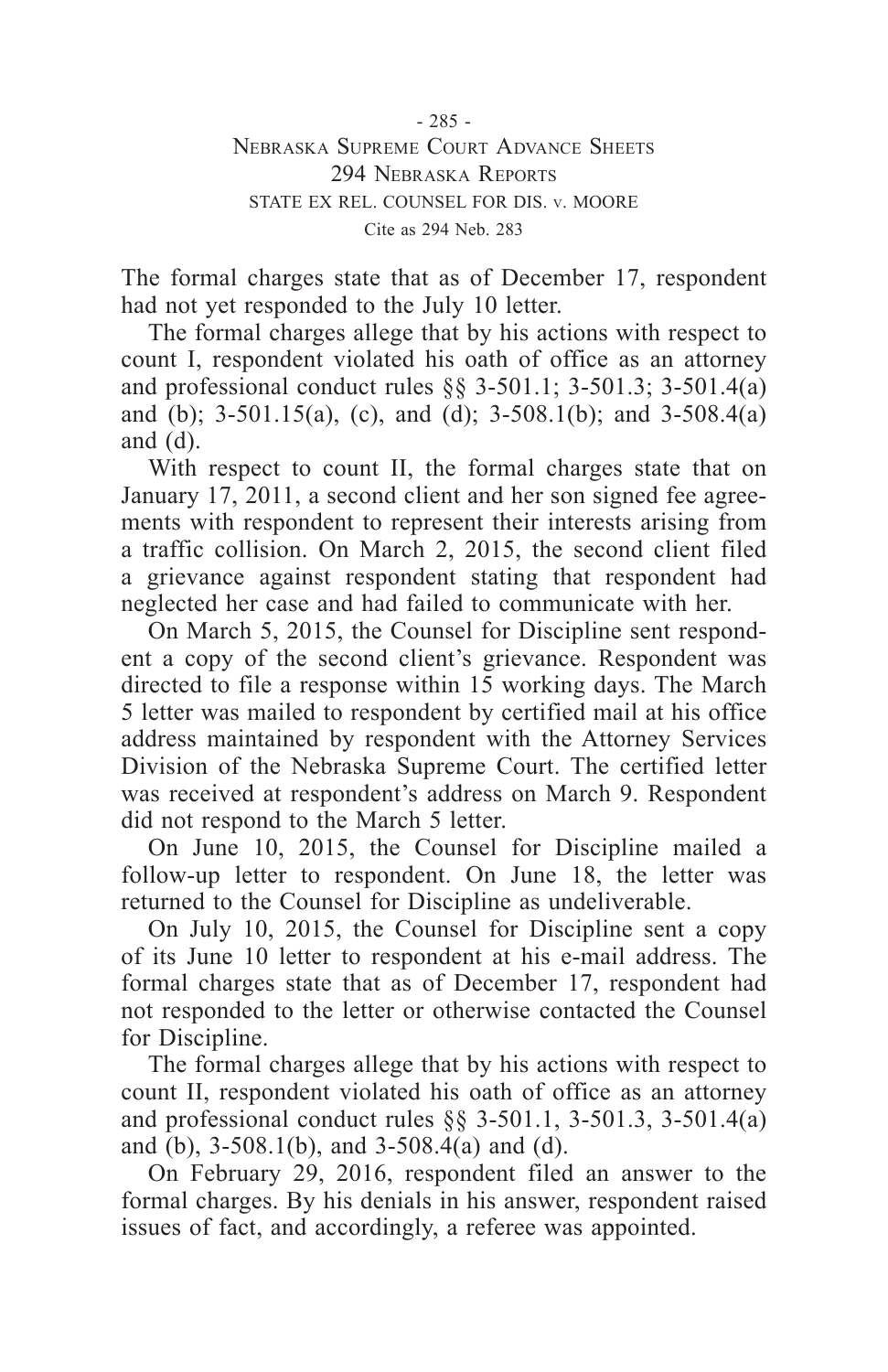The formal charges state that as of December 17, respondent had not yet responded to the July 10 letter.

The formal charges allege that by his actions with respect to count I, respondent violated his oath of office as an attorney and professional conduct rules §§ 3-501.1; 3-501.3; 3-501.4(a) and (b); 3-501.15(a), (c), and (d); 3-508.1(b); and 3-508.4(a) and (d).

With respect to count II, the formal charges state that on January 17, 2011, a second client and her son signed fee agreements with respondent to represent their interests arising from a traffic collision. On March 2, 2015, the second client filed a grievance against respondent stating that respondent had neglected her case and had failed to communicate with her.

On March 5, 2015, the Counsel for Discipline sent respondent a copy of the second client's grievance. Respondent was directed to file a response within 15 working days. The March 5 letter was mailed to respondent by certified mail at his office address maintained by respondent with the Attorney Services Division of the Nebraska Supreme Court. The certified letter was received at respondent's address on March 9. Respondent did not respond to the March 5 letter.

On June 10, 2015, the Counsel for Discipline mailed a follow-up letter to respondent. On June 18, the letter was returned to the Counsel for Discipline as undeliverable.

On July 10, 2015, the Counsel for Discipline sent a copy of its June 10 letter to respondent at his e-mail address. The formal charges state that as of December 17, respondent had not responded to the letter or otherwise contacted the Counsel for Discipline.

The formal charges allege that by his actions with respect to count II, respondent violated his oath of office as an attorney and professional conduct rules §§ 3-501.1, 3-501.3, 3-501.4(a) and (b), 3-508.1(b), and 3-508.4(a) and (d).

On February 29, 2016, respondent filed an answer to the formal charges. By his denials in his answer, respondent raised issues of fact, and accordingly, a referee was appointed.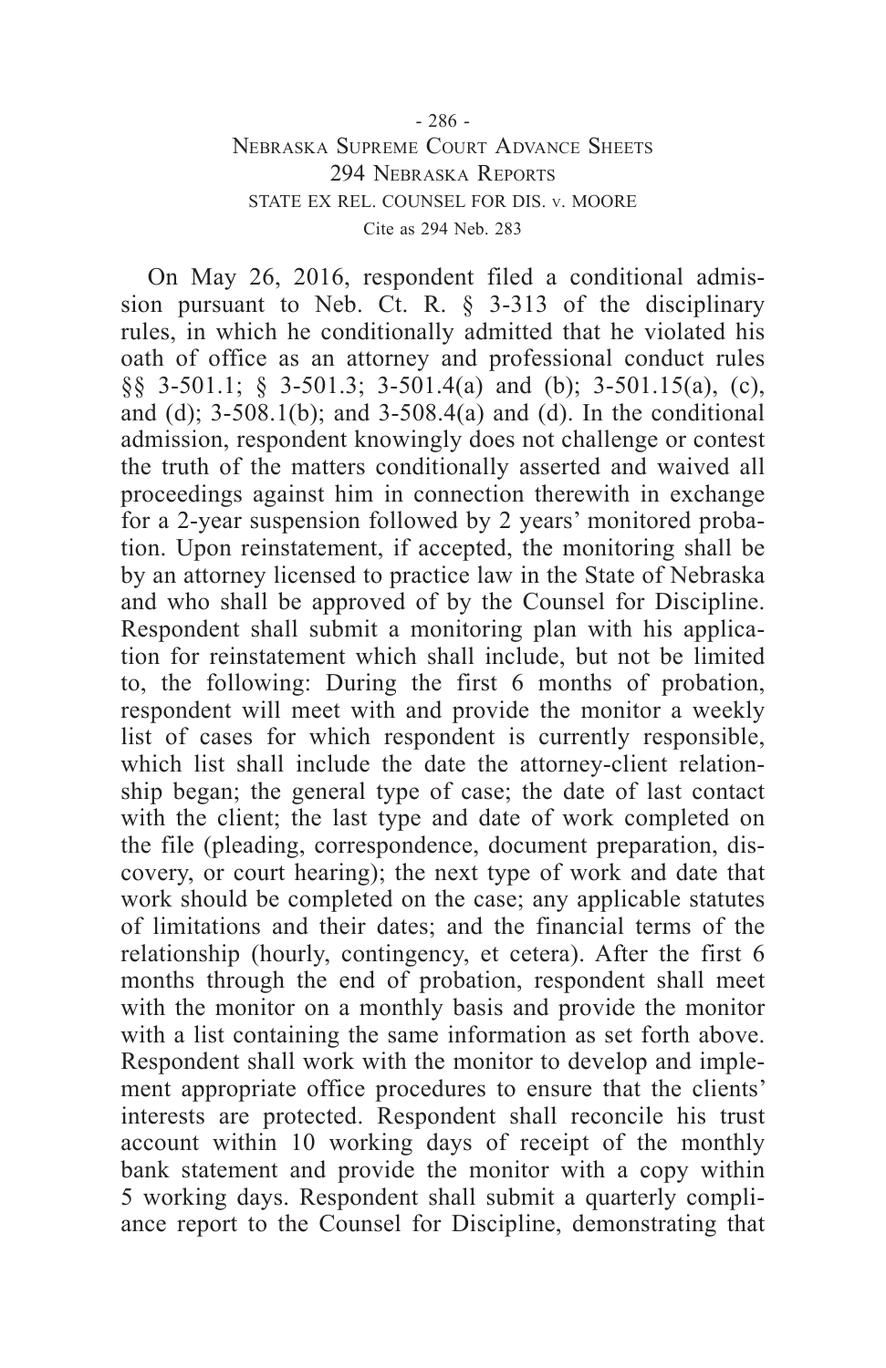On May 26, 2016, respondent filed a conditional admission pursuant to Neb. Ct. R. § 3-313 of the disciplinary rules, in which he conditionally admitted that he violated his oath of office as an attorney and professional conduct rules §§ 3-501.1; § 3-501.3; 3-501.4(a) and (b); 3-501.15(a), (c), and (d); 3-508.1(b); and 3-508.4(a) and (d). In the conditional admission, respondent knowingly does not challenge or contest the truth of the matters conditionally asserted and waived all proceedings against him in connection therewith in exchange for a 2-year suspension followed by 2 years' monitored probation. Upon reinstatement, if accepted, the monitoring shall be by an attorney licensed to practice law in the State of Nebraska and who shall be approved of by the Counsel for Discipline. Respondent shall submit a monitoring plan with his application for reinstatement which shall include, but not be limited to, the following: During the first 6 months of probation, respondent will meet with and provide the monitor a weekly list of cases for which respondent is currently responsible, which list shall include the date the attorney-client relationship began; the general type of case; the date of last contact with the client; the last type and date of work completed on the file (pleading, correspondence, document preparation, discovery, or court hearing); the next type of work and date that work should be completed on the case; any applicable statutes of limitations and their dates; and the financial terms of the relationship (hourly, contingency, et cetera). After the first 6 months through the end of probation, respondent shall meet with the monitor on a monthly basis and provide the monitor with a list containing the same information as set forth above. Respondent shall work with the monitor to develop and implement appropriate office procedures to ensure that the clients' interests are protected. Respondent shall reconcile his trust account within 10 working days of receipt of the monthly bank statement and provide the monitor with a copy within 5 working days. Respondent shall submit a quarterly compliance report to the Counsel for Discipline, demonstrating that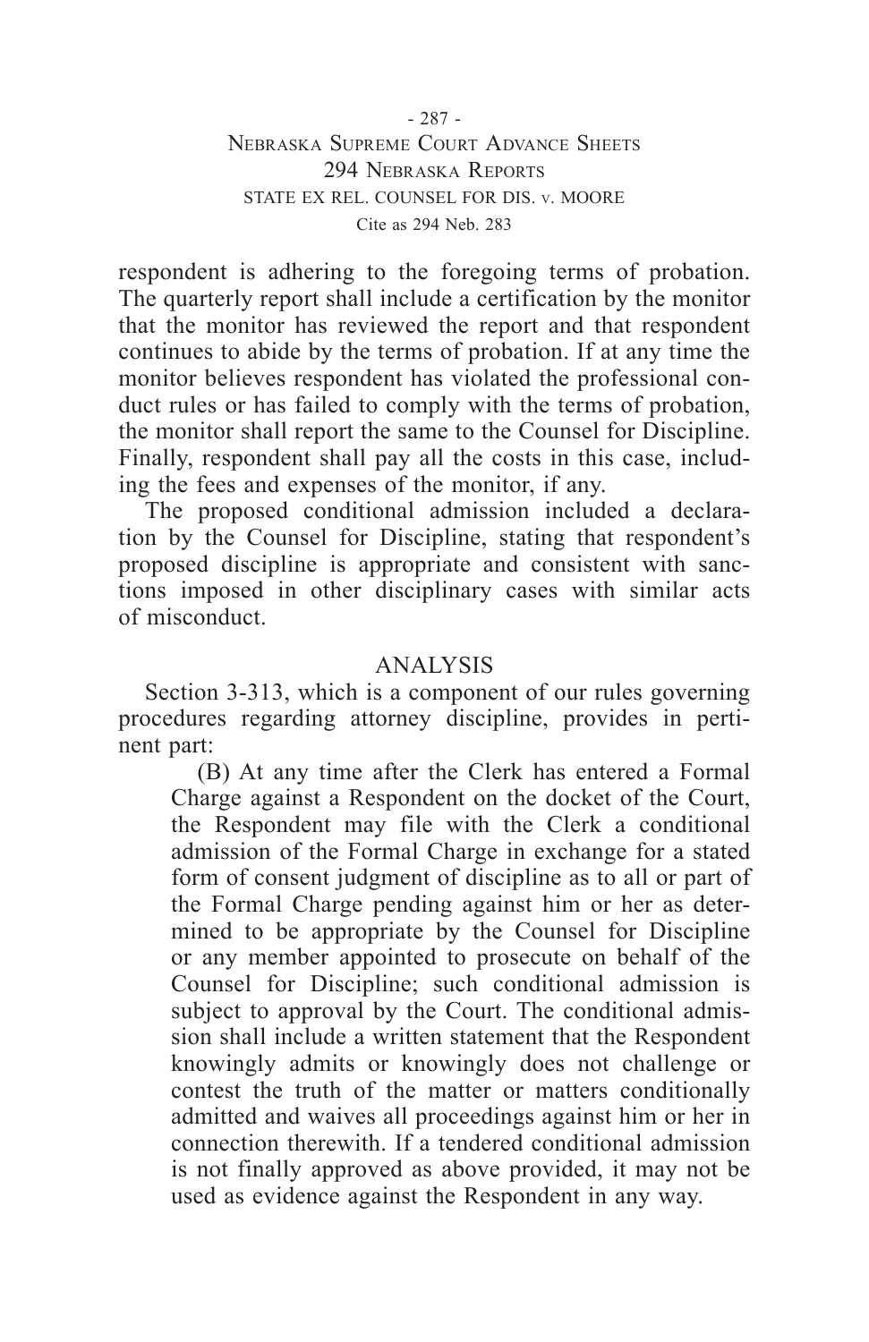respondent is adhering to the foregoing terms of probation. The quarterly report shall include a certification by the monitor that the monitor has reviewed the report and that respondent continues to abide by the terms of probation. If at any time the monitor believes respondent has violated the professional conduct rules or has failed to comply with the terms of probation, the monitor shall report the same to the Counsel for Discipline. Finally, respondent shall pay all the costs in this case, including the fees and expenses of the monitor, if any.

The proposed conditional admission included a declaration by the Counsel for Discipline, stating that respondent's proposed discipline is appropriate and consistent with sanctions imposed in other disciplinary cases with similar acts of misconduct.

## ANALYSIS

Section 3-313, which is a component of our rules governing procedures regarding attorney discipline, provides in pertinent part:

> (B) At any time after the Clerk has entered a Formal Charge against a Respondent on the docket of the Court, the Respondent may file with the Clerk a conditional admission of the Formal Charge in exchange for a stated form of consent judgment of discipline as to all or part of the Formal Charge pending against him or her as determined to be appropriate by the Counsel for Discipline or any member appointed to prosecute on behalf of the Counsel for Discipline; such conditional admission is subject to approval by the Court. The conditional admission shall include a written statement that the Respondent knowingly admits or knowingly does not challenge or contest the truth of the matter or matters conditionally admitted and waives all proceedings against him or her in connection therewith. If a tendered conditional admission is not finally approved as above provided, it may not be used as evidence against the Respondent in any way.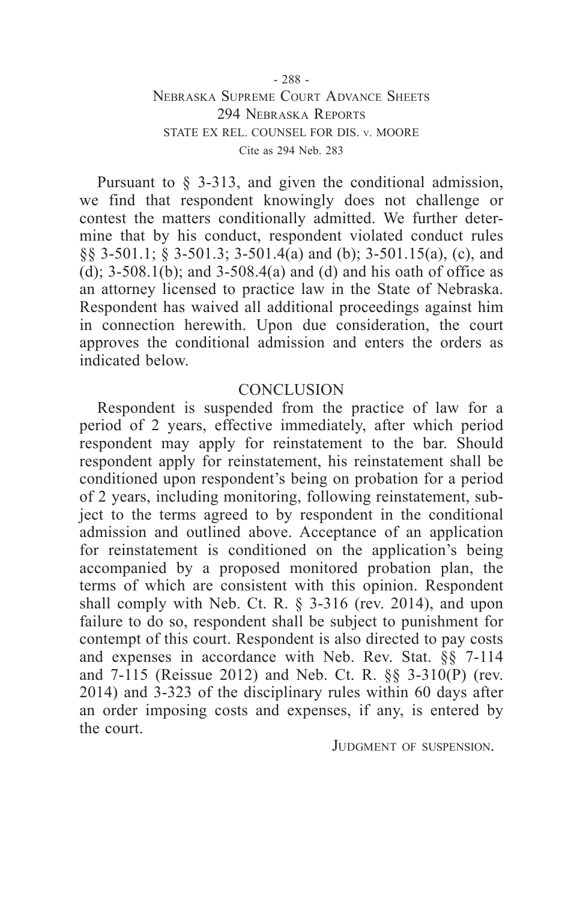Pursuant to § 3-313, and given the conditional admission, we find that respondent knowingly does not challenge or contest the matters conditionally admitted. We further determine that by his conduct, respondent violated conduct rules §§ 3-501.1; § 3-501.3; 3-501.4(a) and (b); 3-501.15(a), (c), and (d); 3-508.1(b); and 3-508.4(a) and (d) and his oath of office as an attorney licensed to practice law in the State of Nebraska. Respondent has waived all additional proceedings against him in connection herewith. Upon due consideration, the court approves the conditional admission and enters the orders as indicated below.

## CONCLUSION

Respondent is suspended from the practice of law for a period of 2 years, effective immediately, after which period respondent may apply for reinstatement to the bar. Should respondent apply for reinstatement, his reinstatement shall be conditioned upon respondent's being on probation for a period of 2 years, including monitoring, following reinstatement, subject to the terms agreed to by respondent in the conditional admission and outlined above. Acceptance of an application for reinstatement is conditioned on the application's being accompanied by a proposed monitored probation plan, the terms of which are consistent with this opinion. Respondent shall comply with Neb. Ct. R. § 3-316 (rev. 2014), and upon failure to do so, respondent shall be subject to punishment for contempt of this court. Respondent is also directed to pay costs and expenses in accordance with Neb. Rev. Stat. §§ 7-114 and 7-115 (Reissue 2012) and Neb. Ct. R. §§ 3-310(P) (rev. 2014) and 3-323 of the disciplinary rules within 60 days after an order imposing costs and expenses, if any, is entered by the court.

Judgment of suspension.